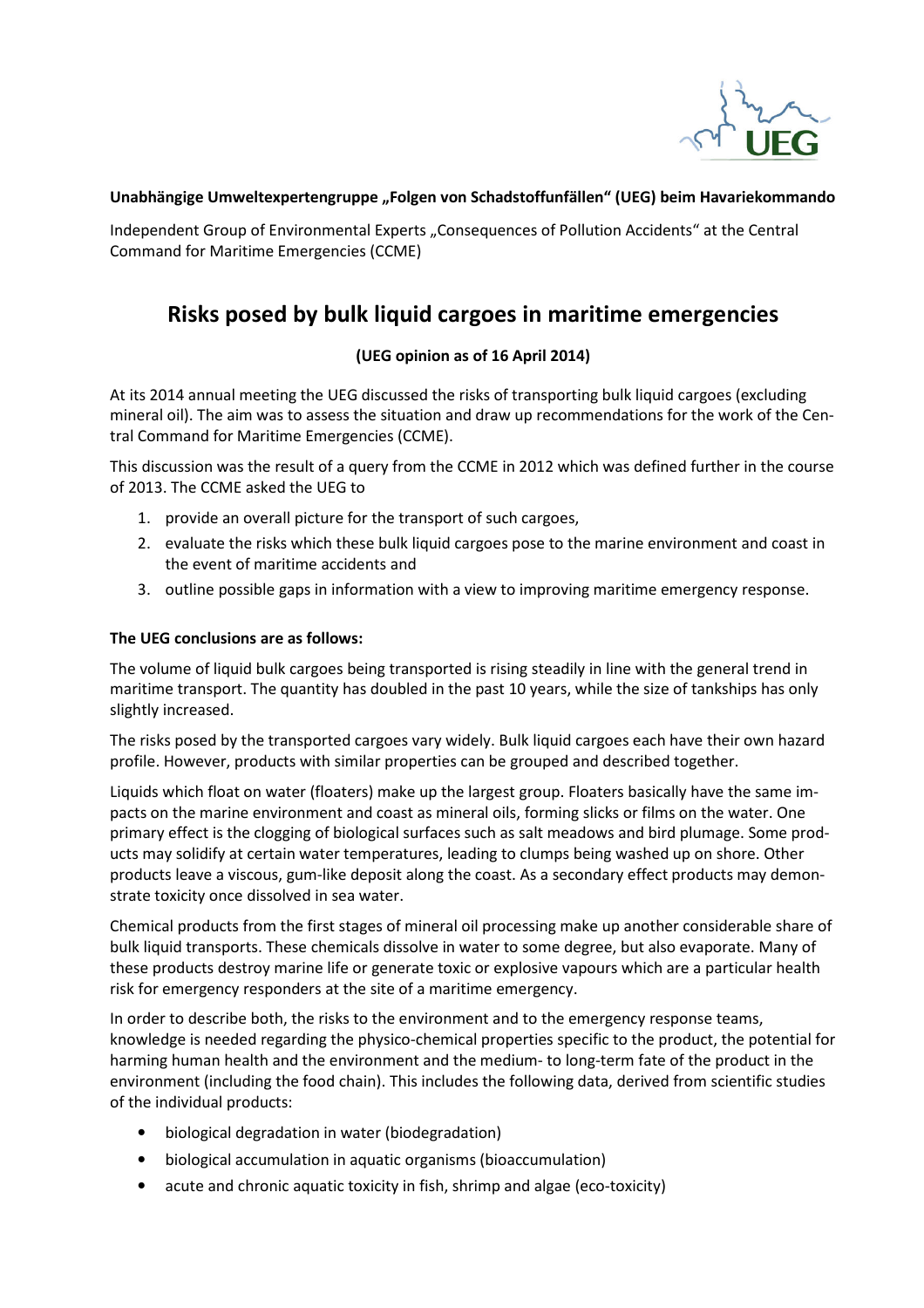**Unabhängige Umweltexpertengruppe „Folgen von Schadstoffunfällen" (UEG) beim Havariekommando**

Independent Group of Environmental Experts „Consequences of Pollution Accidents" at the Central Command for Maritime Emergencies (CCME)

# Risks posed by bulk liquid cargoes in maritime emergencies

**(UEG opinion as of 16 April 2014)**

At its 2014 annual meeting the UEG discussed the risks of transporting bulk liquid cargoes (excluding mineral oil). The aim was to assess the situation and draw up recommendations for the work of the Central Command for Maritime Emergencies (CCME).

This discussion was the result of a query from the CCME in 2012 which was defined further in the course of 2013. The CCME asked the UEG to

1. provide an overall picture for the transport of such cargoes,
2. evaluate the risks which these bulk liquid cargoes pose to the marine environment and coast in the event of maritime accidents and
3. outline possible gaps in information with a view to improving maritime emergency response.

**The UEG conclusions are as follows:**

The volume of liquid bulk cargoes being transported is rising steadily in line with the general trend in maritime transport. The quantity has doubled in the past 10 years, while the size of tankships has only slightly increased.

The risks posed by the transported cargoes vary widely. Bulk liquid cargoes each have their own hazard profile. However, products with similar properties can be grouped and described together.

Liquids which float on water (floaters) make up the largest group. Floaters basically have the same impacts on the marine environment and coast as mineral oils, forming slicks or films on the water. One primary effect is the clogging of biological surfaces such as salt meadows and bird plumage. Some products may solidify at certain water temperatures, leading to clumps being washed up on shore. Other products leave a viscous, gum-like deposit along the coast. As a secondary effect products may demonstrate toxicity once dissolved in sea water.

Chemical products from the first stages of mineral oil processing make up another considerable share of bulk liquid transports. These chemicals dissolve in water to some degree, but also evaporate. Many of these products destroy marine life or generate toxic or explosive vapours which are a particular health risk for emergency responders at the site of a maritime emergency.

In order to describe both, the risks to the environment and to the emergency response teams, knowledge is needed regarding the physico-chemical properties specific to the product, the potential for harming human health and the environment and the medium- to long-term fate of the product in the environment (including the food chain). This includes the following data, derived from scientific studies of the individual products:

- biological degradation in water (biodegradation)
- biological accumulation in aquatic organisms (bioaccumulation)
- acute and chronic aquatic toxicity in fish, shrimp and algae (eco-toxicity)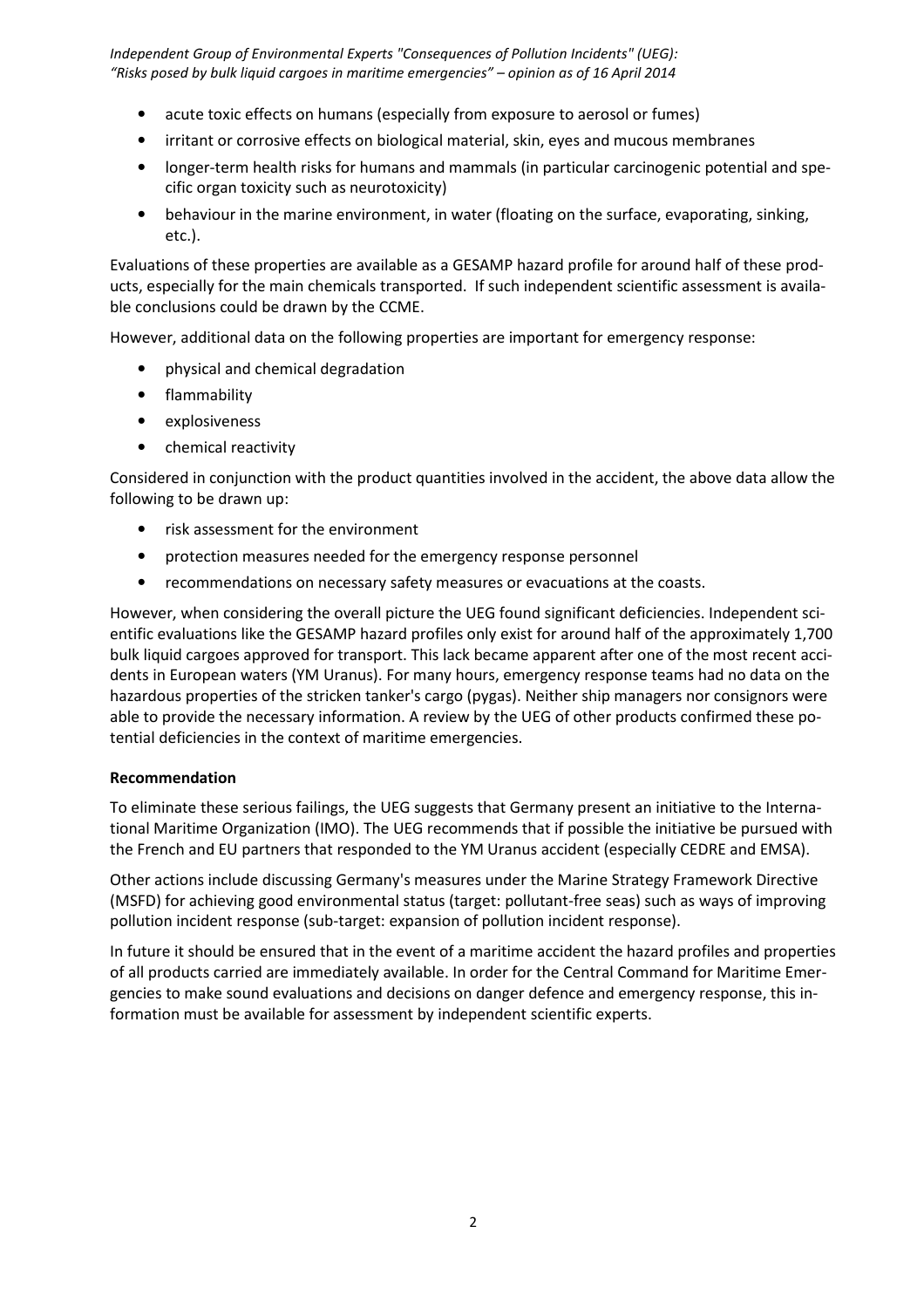- acute toxic effects on humans (especially from exposure to aerosol or fumes)
- irritant or corrosive effects on biological material, skin, eyes and mucous membranes
- longer-term health risks for humans and mammals (in particular carcinogenic potential and specific organ toxicity such as neurotoxicity)
- behaviour in the marine environment, in water (floating on the surface, evaporating, sinking, etc.).

Evaluations of these properties are available as a GESAMP hazard profile for around half of these products, especially for the main chemicals transported. If such independent scientific assessment is available conclusions could be drawn by the CCME.

However, additional data on the following properties are important for emergency response:

- physical and chemical degradation
- flammability
- explosiveness
- chemical reactivity

Considered in conjunction with the product quantities involved in the accident, the above data allow the following to be drawn up:

- risk assessment for the environment
- protection measures needed for the emergency response personnel
- recommendations on necessary safety measures or evacuations at the coasts.

However, when considering the overall picture the UEG found significant deficiencies. Independent scientific evaluations like the GESAMP hazard profiles only exist for around half of the approximately 1,700 bulk liquid cargoes approved for transport. This lack became apparent after one of the most recent accidents in European waters (YM Uranus). For many hours, emergency response teams had no data on the hazardous properties of the stricken tanker's cargo (pygas). Neither ship managers nor consignors were able to provide the necessary information. A review by the UEG of other products confirmed these potential deficiencies in the context of maritime emergencies.

**Recommendation**

To eliminate these serious failings, the UEG suggests that Germany present an initiative to the International Maritime Organization (IMO). The UEG recommends that if possible the initiative be pursued with the French and EU partners that responded to the YM Uranus accident (especially CEDRE and EMSA).

Other actions include discussing Germany's measures under the Marine Strategy Framework Directive (MSFD) for achieving good environmental status (target: pollutant-free seas) such as ways of improving pollution incident response (sub-target: expansion of pollution incident response).

In future it should be ensured that in the event of a maritime accident the hazard profiles and properties of all products carried are immediately available. In order for the Central Command for Maritime Emergencies to make sound evaluations and decisions on danger defence and emergency response, this information must be available for assessment by independent scientific experts.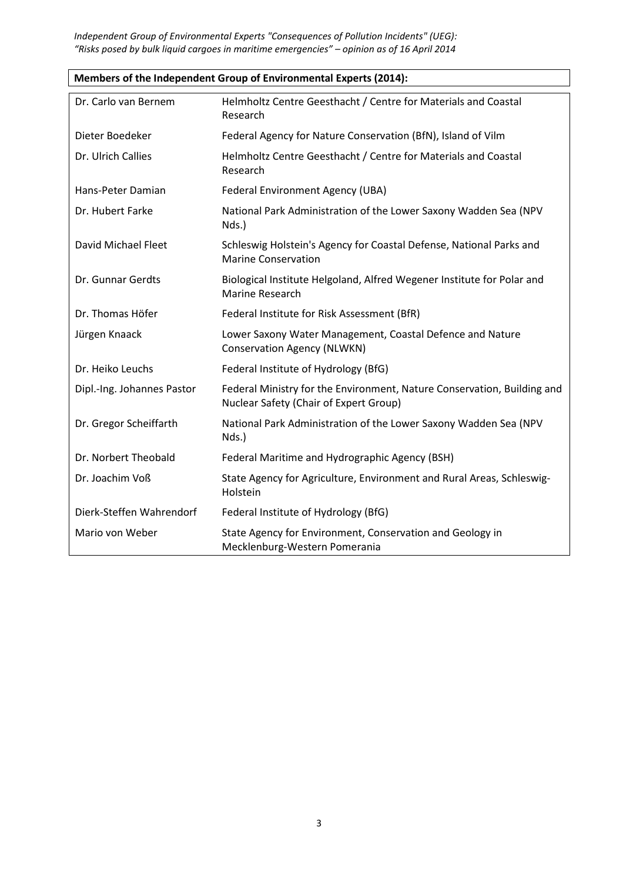**Members of the Independent Group of Environmental Experts (2014):**

| | |
|---|---|
| Dr. Carlo van Bernem | Helmholtz Centre Geesthacht / Centre for Materials and Coastal Research |
| Dieter Boedeker | Federal Agency for Nature Conservation (BfN), Island of Vilm |
| Dr. Ulrich Callies | Helmholtz Centre Geesthacht / Centre for Materials and Coastal Research |
| Hans-Peter Damian | Federal Environment Agency (UBA) |
| Dr. Hubert Farke | National Park Administration of the Lower Saxony Wadden Sea (NPV Nds.) |
| David Michael Fleet | Schleswig Holstein's Agency for Coastal Defense, National Parks and Marine Conservation |
| Dr. Gunnar Gerdts | Biological Institute Helgoland, Alfred Wegener Institute for Polar and Marine Research |
| Dr. Thomas Höfer | Federal Institute for Risk Assessment (BfR) |
| Jürgen Knaack | Lower Saxony Water Management, Coastal Defence and Nature Conservation Agency (NLWKN) |
| Dr. Heiko Leuchs | Federal Institute of Hydrology (BfG) |
| Dipl.-Ing. Johannes Pastor | Federal Ministry for the Environment, Nature Conservation, Building and Nuclear Safety (Chair of Expert Group) |
| Dr. Gregor Scheiffarth | National Park Administration of the Lower Saxony Wadden Sea (NPV Nds.) |
| Dr. Norbert Theobald | Federal Maritime and Hydrographic Agency (BSH) |
| Dr. Joachim Voß | State Agency for Agriculture, Environment and Rural Areas, Schleswig-Holstein |
| Dierk-Steffen Wahrendorf | Federal Institute of Hydrology (BfG) |
| Mario von Weber | State Agency for Environment, Conservation and Geology in Mecklenburg-Western Pomerania |